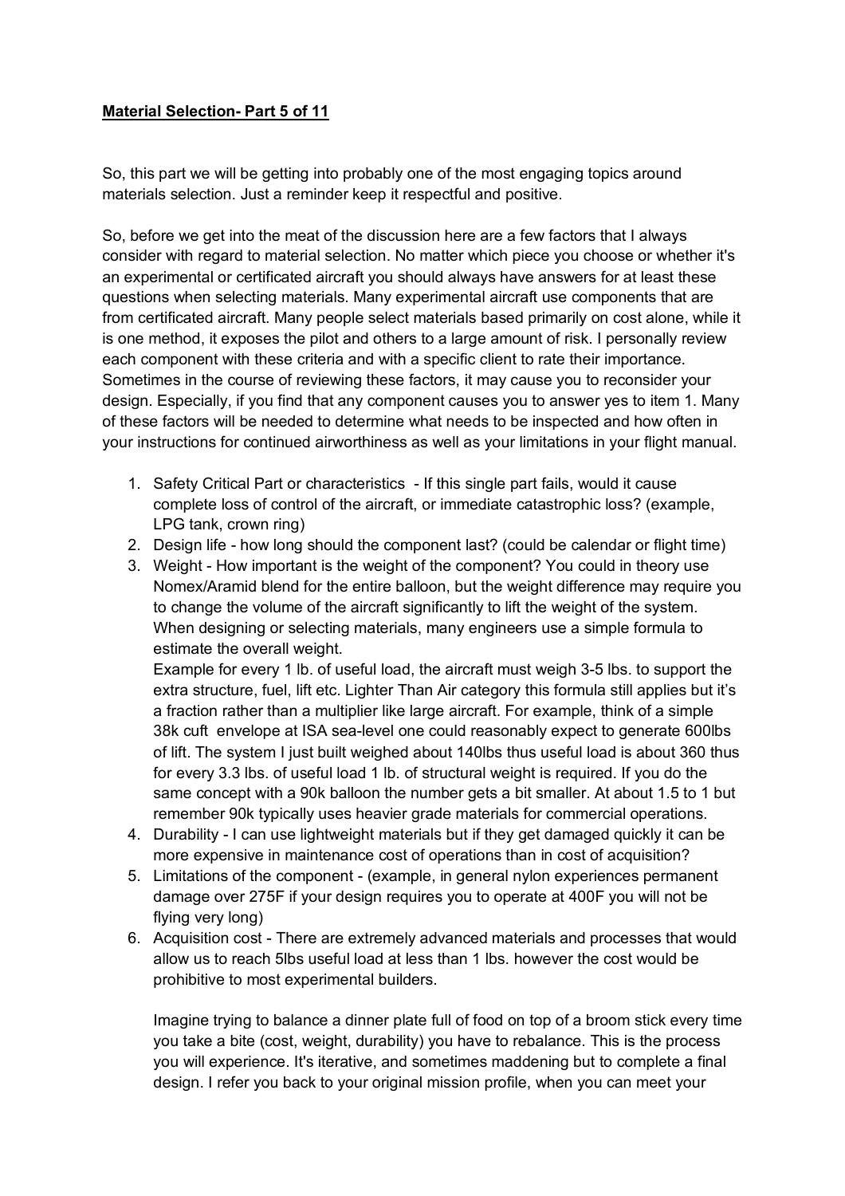**Material Selection- Part 5 of 11**

So, this part we will be getting into probably one of the most engaging topics around materials selection. Just a reminder keep it respectful and positive.

So, before we get into the meat of the discussion here are a few factors that I always consider with regard to material selection. No matter which piece you choose or whether it's an experimental or certificated aircraft you should always have answers for at least these questions when selecting materials. Many experimental aircraft use components that are from certificated aircraft. Many people select materials based primarily on cost alone, while it is one method, it exposes the pilot and others to a large amount of risk. I personally review each component with these criteria and with a specific client to rate their importance. Sometimes in the course of reviewing these factors, it may cause you to reconsider your design. Especially, if you find that any component causes you to answer yes to item 1. Many of these factors will be needed to determine what needs to be inspected and how often in your instructions for continued airworthiness as well as your limitations in your flight manual.

1. Safety Critical Part or characteristics - If this single part fails, would it cause complete loss of control of the aircraft, or immediate catastrophic loss? (example, LPG tank, crown ring)
2. Design life - how long should the component last? (could be calendar or flight time)
3. Weight - How important is the weight of the component? You could in theory use Nomex/Aramid blend for the entire balloon, but the weight difference may require you to change the volume of the aircraft significantly to lift the weight of the system. When designing or selecting materials, many engineers use a simple formula to estimate the overall weight.
   Example for every 1 lb. of useful load, the aircraft must weigh 3-5 lbs. to support the extra structure, fuel, lift etc. Lighter Than Air category this formula still applies but it's a fraction rather than a multiplier like large aircraft. For example, think of a simple 38k cuft envelope at ISA sea-level one could reasonably expect to generate 600lbs of lift. The system I just built weighed about 140lbs thus useful load is about 360 thus for every 3.3 lbs. of useful load 1 lb. of structural weight is required. If you do the same concept with a 90k balloon the number gets a bit smaller. At about 1.5 to 1 but remember 90k typically uses heavier grade materials for commercial operations.
4. Durability - I can use lightweight materials but if they get damaged quickly it can be more expensive in maintenance cost of operations than in cost of acquisition?
5. Limitations of the component - (example, in general nylon experiences permanent damage over 275F if your design requires you to operate at 400F you will not be flying very long)
6. Acquisition cost - There are extremely advanced materials and processes that would allow us to reach 5lbs useful load at less than 1 lbs. however the cost would be prohibitive to most experimental builders.

   Imagine trying to balance a dinner plate full of food on top of a broom stick every time you take a bite (cost, weight, durability) you have to rebalance. This is the process you will experience. It's iterative, and sometimes maddening but to complete a final design. I refer you back to your original mission profile, when you can meet your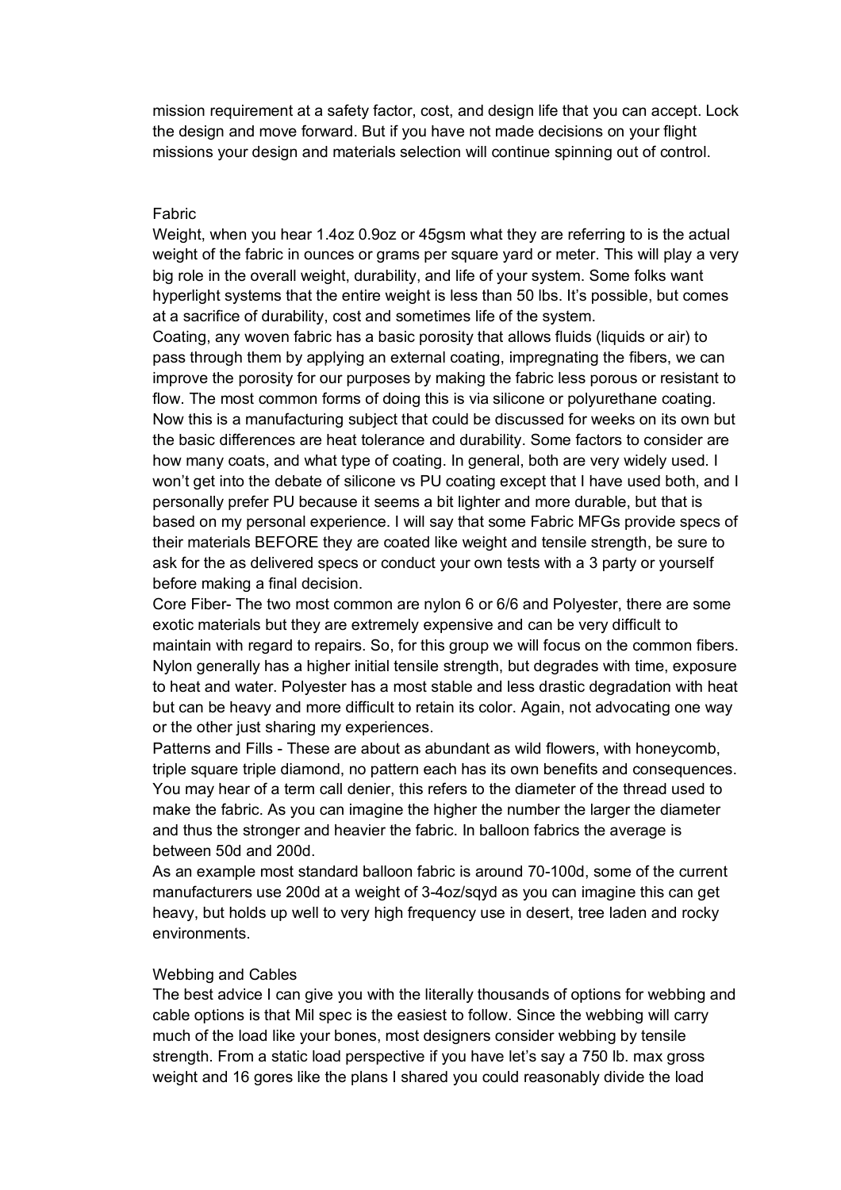mission requirement at a safety factor, cost, and design life that you can accept. Lock the design and move forward. But if you have not made decisions on your flight missions your design and materials selection will continue spinning out of control.

## Fabric

Weight, when you hear 1.4oz 0.9oz or 45gsm what they are referring to is the actual weight of the fabric in ounces or grams per square yard or meter. This will play a very big role in the overall weight, durability, and life of your system. Some folks want hyperlight systems that the entire weight is less than 50 lbs. It's possible, but comes at a sacrifice of durability, cost and sometimes life of the system.

Coating, any woven fabric has a basic porosity that allows fluids (liquids or air) to pass through them by applying an external coating, impregnating the fibers, we can improve the porosity for our purposes by making the fabric less porous or resistant to flow. The most common forms of doing this is via silicone or polyurethane coating. Now this is a manufacturing subject that could be discussed for weeks on its own but the basic differences are heat tolerance and durability. Some factors to consider are how many coats, and what type of coating. In general, both are very widely used. I won't get into the debate of silicone vs PU coating except that I have used both, and I personally prefer PU because it seems a bit lighter and more durable, but that is based on my personal experience. I will say that some Fabric MFGs provide specs of their materials BEFORE they are coated like weight and tensile strength, be sure to ask for the as delivered specs or conduct your own tests with a 3 party or yourself before making a final decision.

Core Fiber- The two most common are nylon 6 or 6/6 and Polyester, there are some exotic materials but they are extremely expensive and can be very difficult to maintain with regard to repairs. So, for this group we will focus on the common fibers. Nylon generally has a higher initial tensile strength, but degrades with time, exposure to heat and water. Polyester has a most stable and less drastic degradation with heat but can be heavy and more difficult to retain its color. Again, not advocating one way or the other just sharing my experiences.

Patterns and Fills - These are about as abundant as wild flowers, with honeycomb, triple square triple diamond, no pattern each has its own benefits and consequences. You may hear of a term call denier, this refers to the diameter of the thread used to make the fabric. As you can imagine the higher the number the larger the diameter and thus the stronger and heavier the fabric. In balloon fabrics the average is between 50d and 200d.

As an example most standard balloon fabric is around 70-100d, some of the current manufacturers use 200d at a weight of 3-4oz/sqyd as you can imagine this can get heavy, but holds up well to very high frequency use in desert, tree laden and rocky environments.

## Webbing and Cables

The best advice I can give you with the literally thousands of options for webbing and cable options is that Mil spec is the easiest to follow. Since the webbing will carry much of the load like your bones, most designers consider webbing by tensile strength. From a static load perspective if you have let's say a 750 lb. max gross weight and 16 gores like the plans I shared you could reasonably divide the load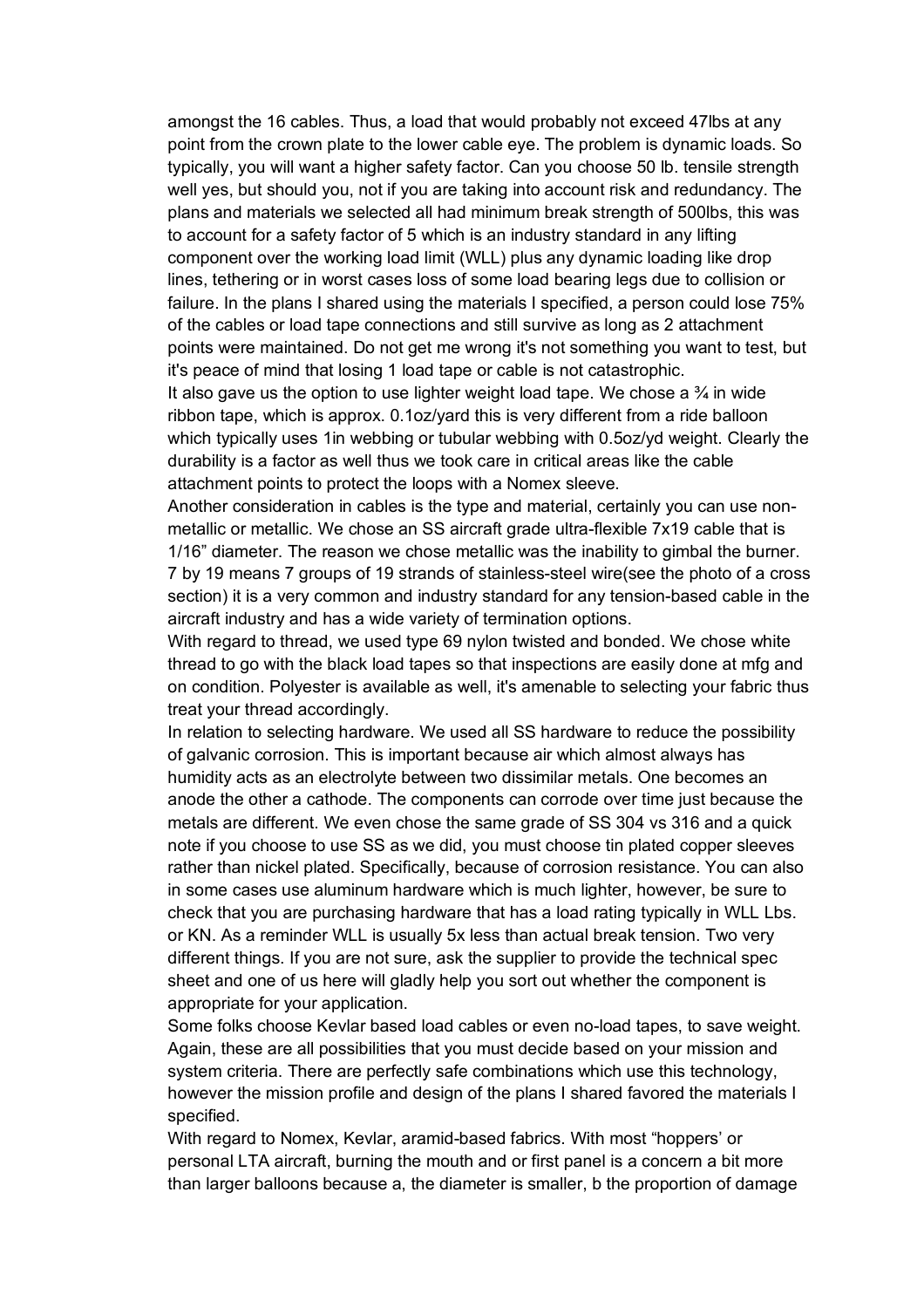amongst the 16 cables. Thus, a load that would probably not exceed 47lbs at any point from the crown plate to the lower cable eye. The problem is dynamic loads. So typically, you will want a higher safety factor. Can you choose 50 lb. tensile strength well yes, but should you, not if you are taking into account risk and redundancy. The plans and materials we selected all had minimum break strength of 500lbs, this was to account for a safety factor of 5 which is an industry standard in any lifting component over the working load limit (WLL) plus any dynamic loading like drop lines, tethering or in worst cases loss of some load bearing legs due to collision or failure. In the plans I shared using the materials I specified, a person could lose 75% of the cables or load tape connections and still survive as long as 2 attachment points were maintained. Do not get me wrong it's not something you want to test, but it's peace of mind that losing 1 load tape or cable is not catastrophic.

It also gave us the option to use lighter weight load tape. We chose a ¾ in wide ribbon tape, which is approx. 0.1oz/yard this is very different from a ride balloon which typically uses 1in webbing or tubular webbing with 0.5oz/yd weight. Clearly the durability is a factor as well thus we took care in critical areas like the cable attachment points to protect the loops with a Nomex sleeve.

Another consideration in cables is the type and material, certainly you can use non-metallic or metallic. We chose an SS aircraft grade ultra-flexible 7x19 cable that is 1/16" diameter. The reason we chose metallic was the inability to gimbal the burner. 7 by 19 means 7 groups of 19 strands of stainless-steel wire(see the photo of a cross section) it is a very common and industry standard for any tension-based cable in the aircraft industry and has a wide variety of termination options.

With regard to thread, we used type 69 nylon twisted and bonded. We chose white thread to go with the black load tapes so that inspections are easily done at mfg and on condition. Polyester is available as well, it's amenable to selecting your fabric thus treat your thread accordingly.

In relation to selecting hardware. We used all SS hardware to reduce the possibility of galvanic corrosion. This is important because air which almost always has humidity acts as an electrolyte between two dissimilar metals. One becomes an anode the other a cathode. The components can corrode over time just because the metals are different. We even chose the same grade of SS 304 vs 316 and a quick note if you choose to use SS as we did, you must choose tin plated copper sleeves rather than nickel plated. Specifically, because of corrosion resistance. You can also in some cases use aluminum hardware which is much lighter, however, be sure to check that you are purchasing hardware that has a load rating typically in WLL Lbs. or KN. As a reminder WLL is usually 5x less than actual break tension. Two very different things. If you are not sure, ask the supplier to provide the technical spec sheet and one of us here will gladly help you sort out whether the component is appropriate for your application.

Some folks choose Kevlar based load cables or even no-load tapes, to save weight. Again, these are all possibilities that you must decide based on your mission and system criteria. There are perfectly safe combinations which use this technology, however the mission profile and design of the plans I shared favored the materials I specified.

With regard to Nomex, Kevlar, aramid-based fabrics. With most "hoppers' or personal LTA aircraft, burning the mouth and or first panel is a concern a bit more than larger balloons because a, the diameter is smaller, b the proportion of damage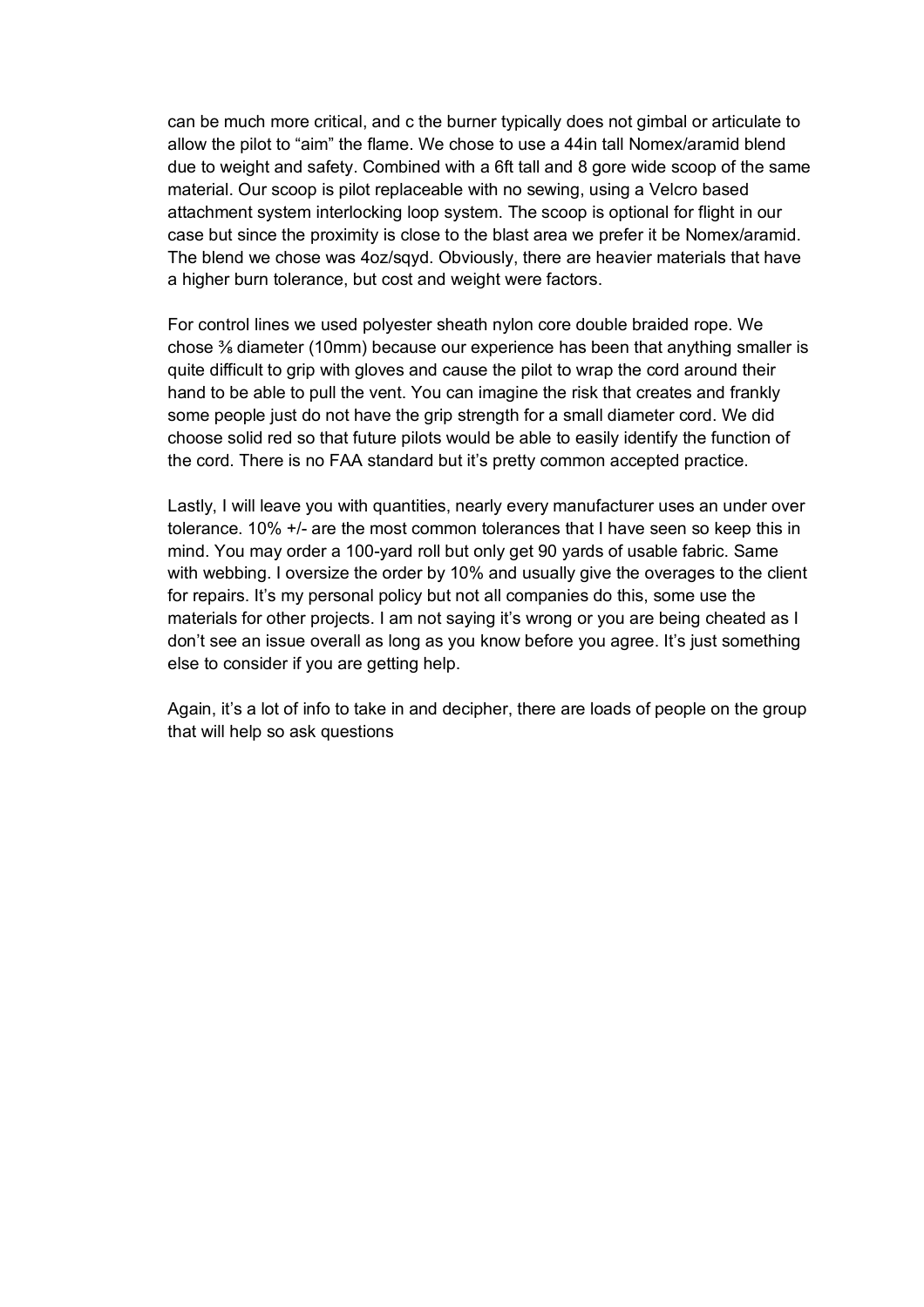can be much more critical, and c the burner typically does not gimbal or articulate to allow the pilot to "aim" the flame. We chose to use a 44in tall Nomex/aramid blend due to weight and safety. Combined with a 6ft tall and 8 gore wide scoop of the same material. Our scoop is pilot replaceable with no sewing, using a Velcro based attachment system interlocking loop system. The scoop is optional for flight in our case but since the proximity is close to the blast area we prefer it be Nomex/aramid. The blend we chose was 4oz/sqyd. Obviously, there are heavier materials that have a higher burn tolerance, but cost and weight were factors.

For control lines we used polyester sheath nylon core double braided rope. We chose ⅜ diameter (10mm) because our experience has been that anything smaller is quite difficult to grip with gloves and cause the pilot to wrap the cord around their hand to be able to pull the vent. You can imagine the risk that creates and frankly some people just do not have the grip strength for a small diameter cord. We did choose solid red so that future pilots would be able to easily identify the function of the cord. There is no FAA standard but it's pretty common accepted practice.

Lastly, I will leave you with quantities, nearly every manufacturer uses an under over tolerance. 10% +/- are the most common tolerances that I have seen so keep this in mind. You may order a 100-yard roll but only get 90 yards of usable fabric. Same with webbing. I oversize the order by 10% and usually give the overages to the client for repairs. It's my personal policy but not all companies do this, some use the materials for other projects. I am not saying it's wrong or you are being cheated as I don't see an issue overall as long as you know before you agree. It's just something else to consider if you are getting help.

Again, it's a lot of info to take in and decipher, there are loads of people on the group that will help so ask questions